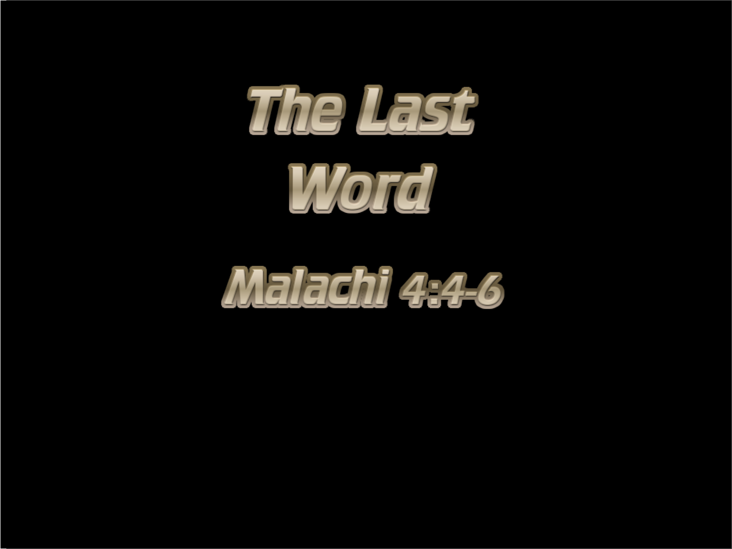# The Last Word

## Malachi 4:4-6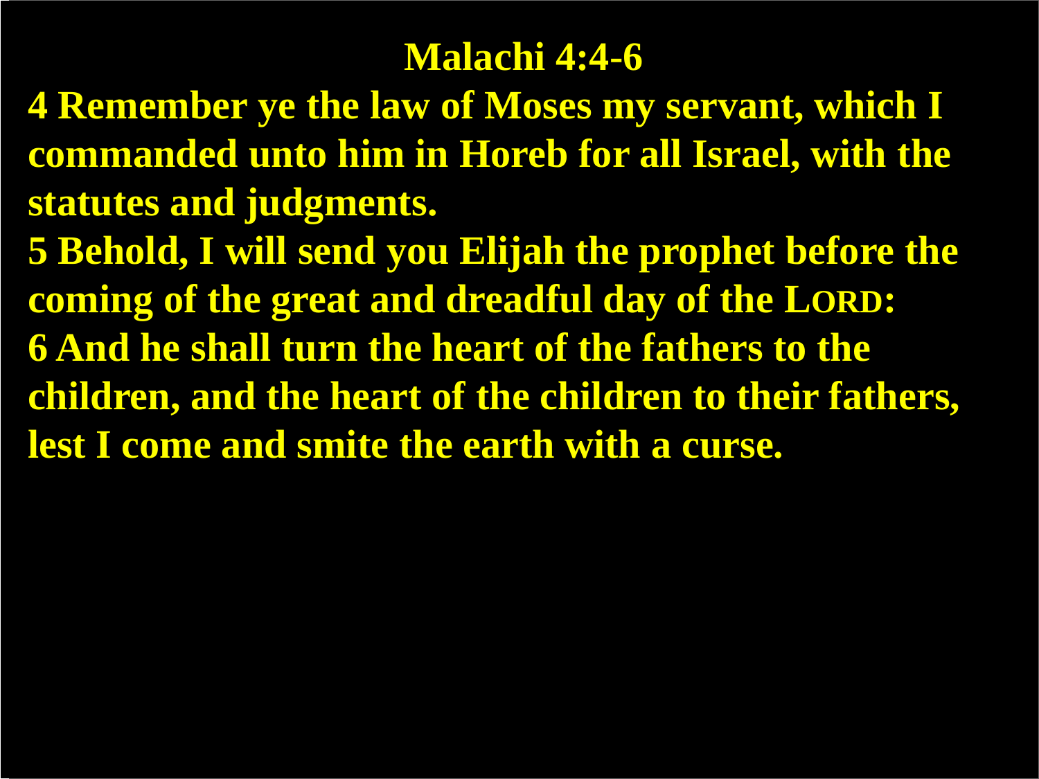# Malachi 4:4-6

**4 Remember ye the law of Moses my servant, which I commanded unto him in Horeb for all Israel, with the statutes and judgments.**

**5 Behold, I will send you Elijah the prophet before the coming of the great and dreadful day of the LORD:**

**6 And he shall turn the heart of the fathers to the children, and the heart of the children to their fathers, lest I come and smite the earth with a curse.**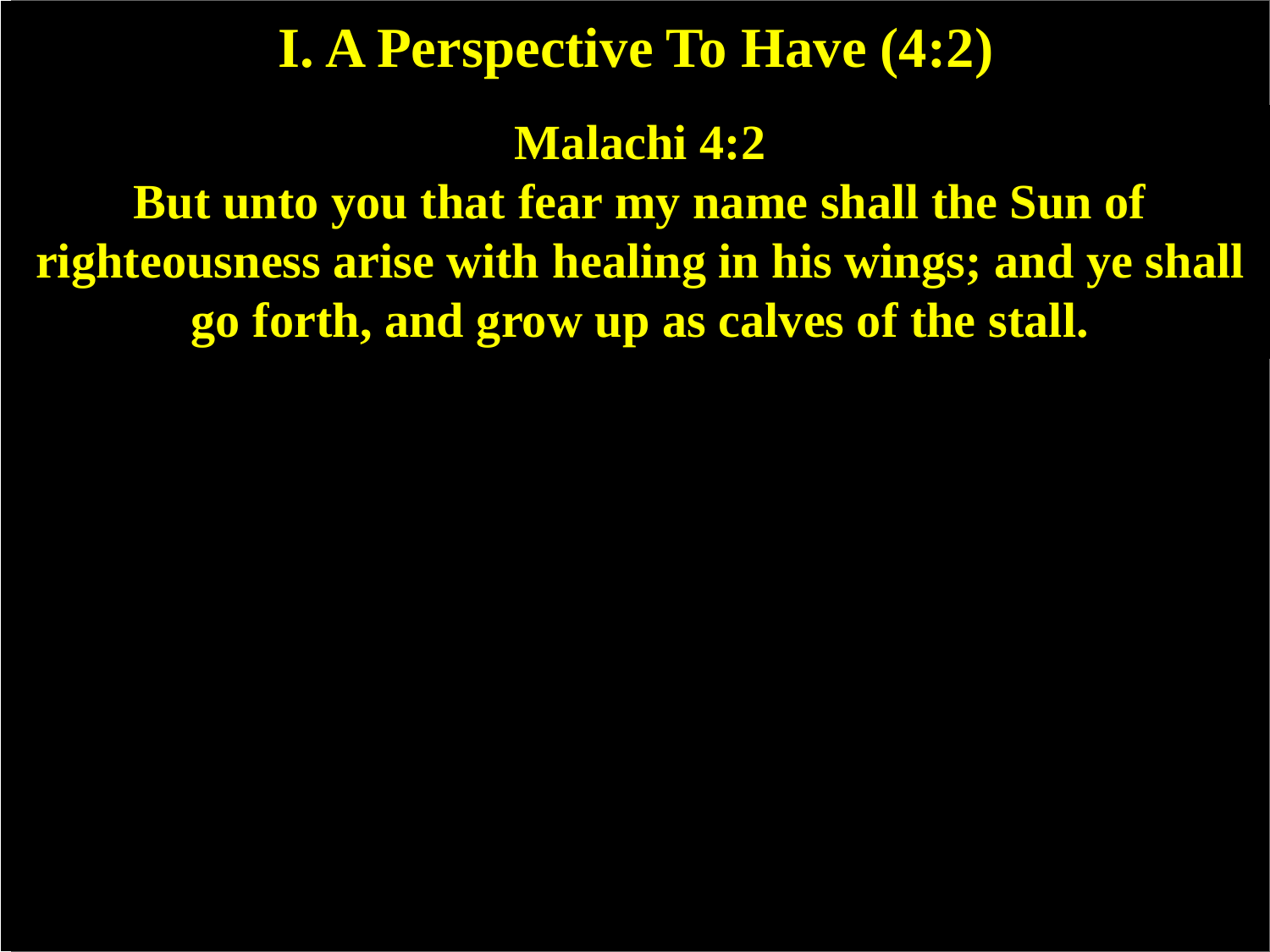# I. A Perspective To Have (4:2)

**Malachi 4:2**

**But unto you that fear my name shall the Sun of righteousness arise with healing in his wings; and ye shall go forth, and grow up as calves of the stall.**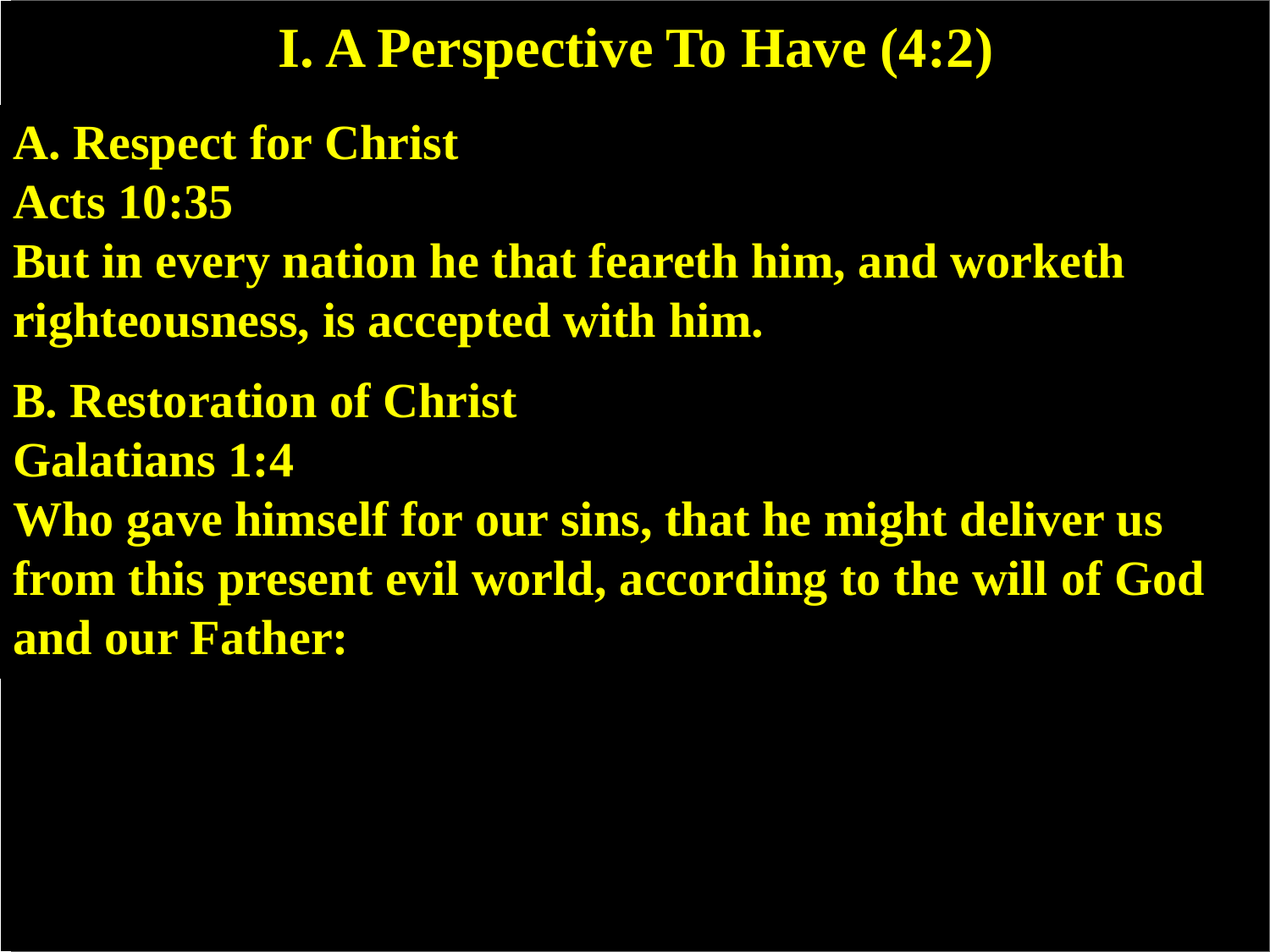# I. A Perspective To Have (4:2)

**A. Respect for Christ**

**Acts 10:35**

**But in every nation he that feareth him, and worketh righteousness, is accepted with him.**

**B. Restoration of Christ**

**Galatians 1:4**

**Who gave himself for our sins, that he might deliver us from this present evil world, according to the will of God and our Father:**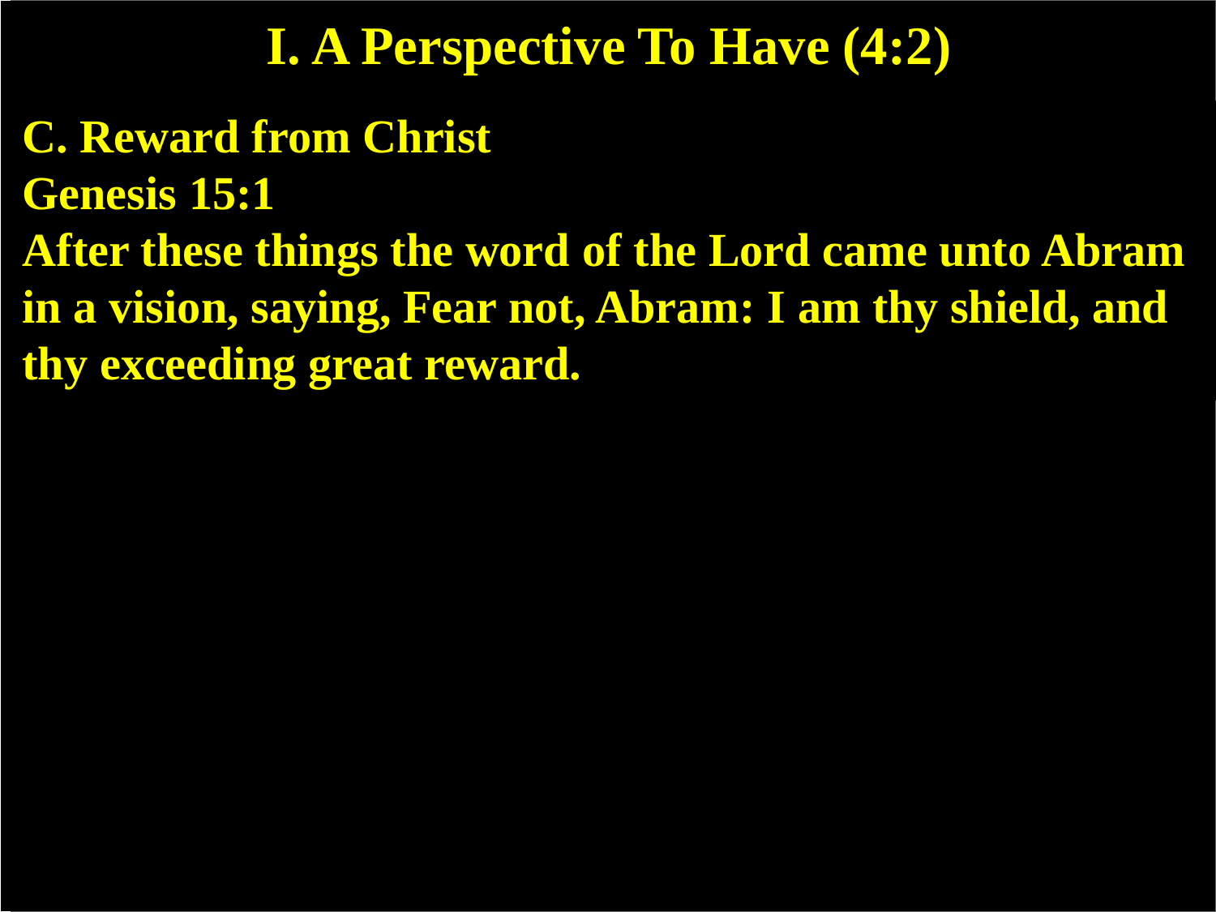# I. A Perspective To Have (4:2)

**C. Reward from Christ**

**Genesis 15:1**

**After these things the word of the Lord came unto Abram in a vision, saying, Fear not, Abram: I am thy shield, and thy exceeding great reward.**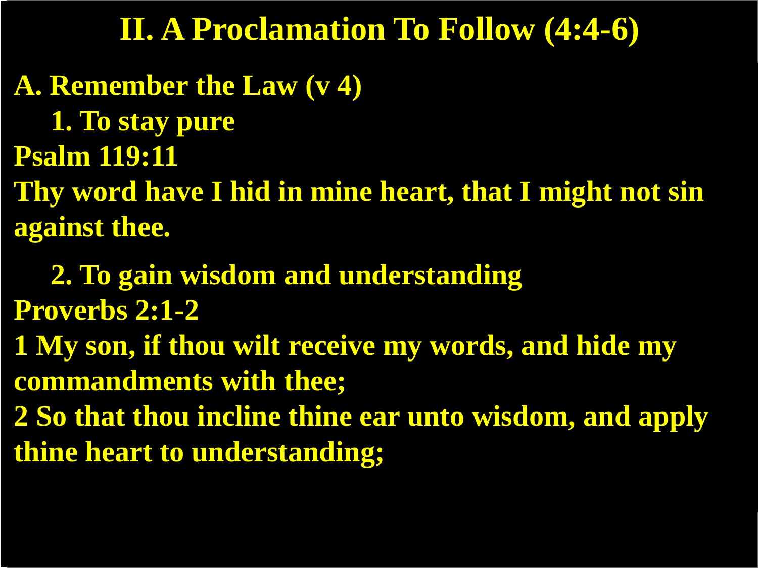# II. A Proclamation To Follow (4:4-6)

**A. Remember the Law (v 4)**

**1. To stay pure**

**Psalm 119:11**

**Thy word have I hid in mine heart, that I might not sin against thee.**

**2. To gain wisdom and understanding**

**Proverbs 2:1-2**

**1 My son, if thou wilt receive my words, and hide my commandments with thee;**

**2 So that thou incline thine ear unto wisdom, and apply thine heart to understanding;**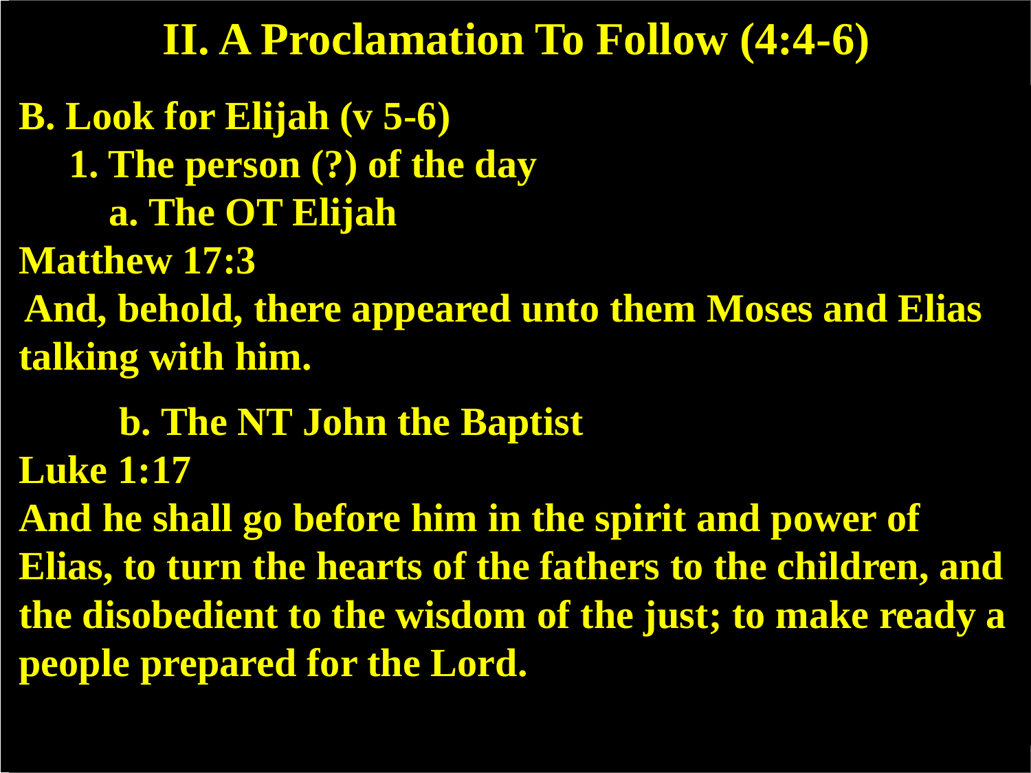# II. A Proclamation To Follow (4:4-6)

**B. Look for Elijah (v 5-6)**

**1. The person (?) of the day**

**a. The OT Elijah**

**Matthew 17:3**

**And, behold, there appeared unto them Moses and Elias talking with him.**

**b. The NT John the Baptist**

**Luke 1:17**

**And he shall go before him in the spirit and power of Elias, to turn the hearts of the fathers to the children, and the disobedient to the wisdom of the just; to make ready a people prepared for the Lord.**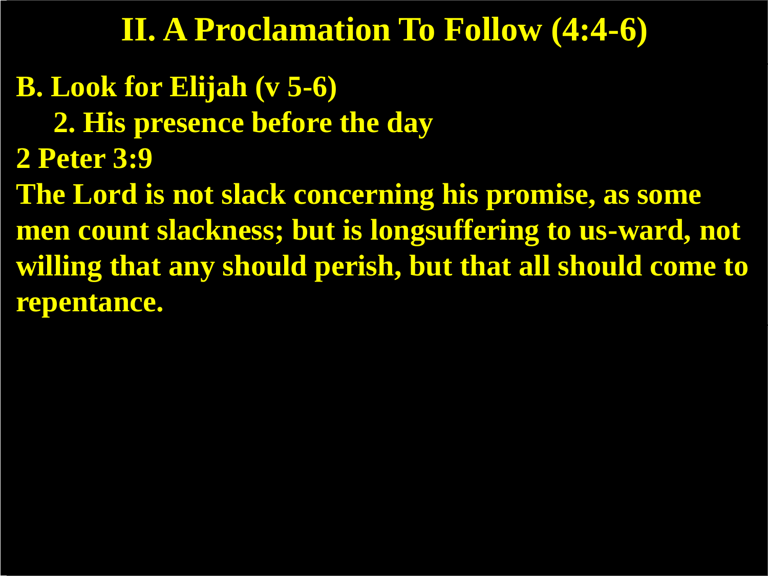# II. A Proclamation To Follow (4:4-6)

**B. Look for Elijah (v 5-6)**

**2. His presence before the day**

**2 Peter 3:9**

**The Lord is not slack concerning his promise, as some men count slackness; but is longsuffering to us-ward, not willing that any should perish, but that all should come to repentance.**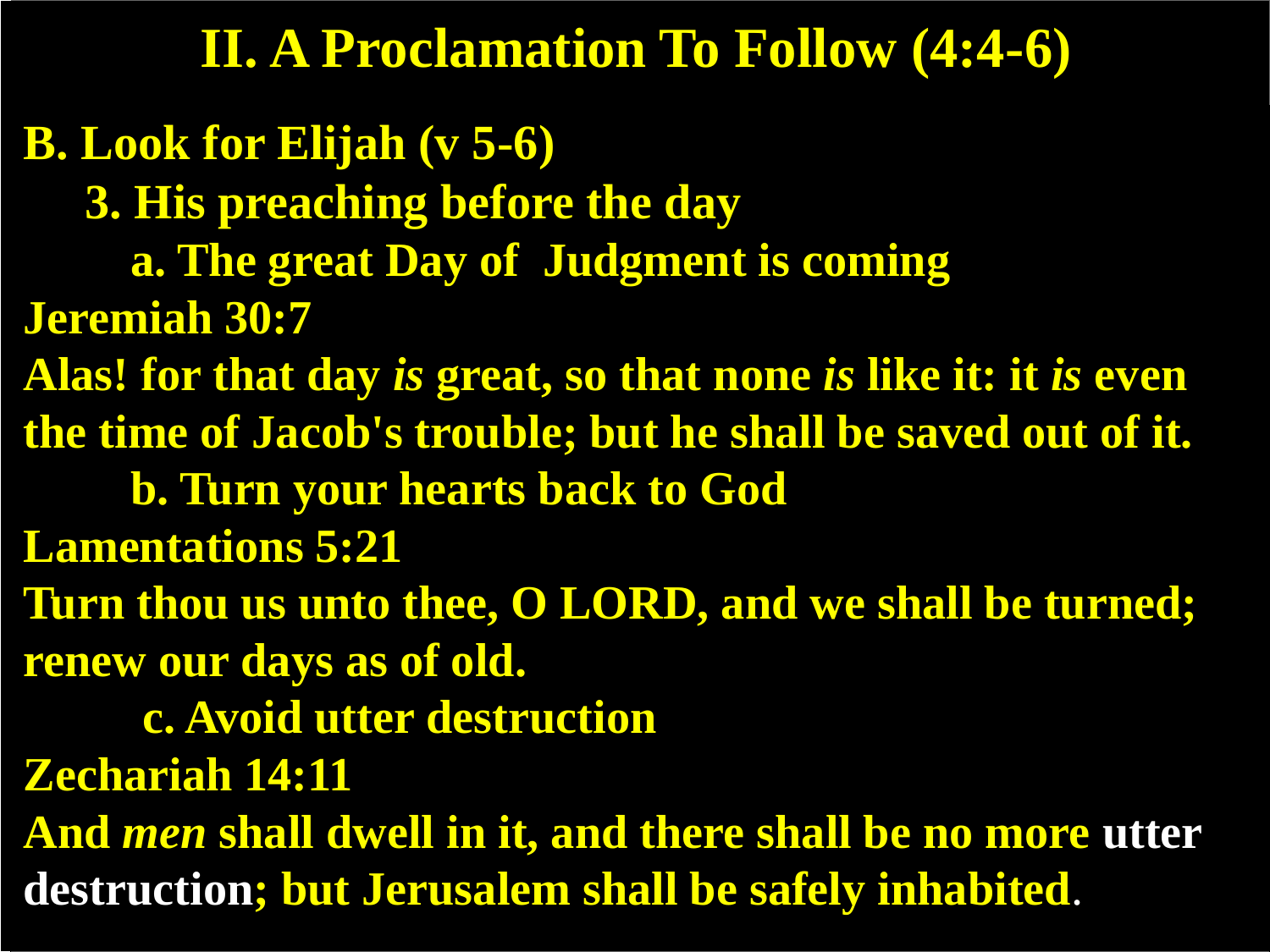# II. A Proclamation To Follow (4:4-6)

**B. Look for Elijah (v 5-6)**

**3. His preaching before the day**

**a. The great Day of Judgment is coming**

**Jeremiah 30:7**

**Alas! for that day *is* great, so that none *is* like it: it *is* even the time of Jacob's trouble; but he shall be saved out of it.**

**b. Turn your hearts back to God**

**Lamentations 5:21**

**Turn thou us unto thee, O LORD, and we shall be turned; renew our days as of old.**

**c. Avoid utter destruction**

**Zechariah 14:11**

**And *men* shall dwell in it, and there shall be no more utter destruction; but Jerusalem shall be safely inhabited.**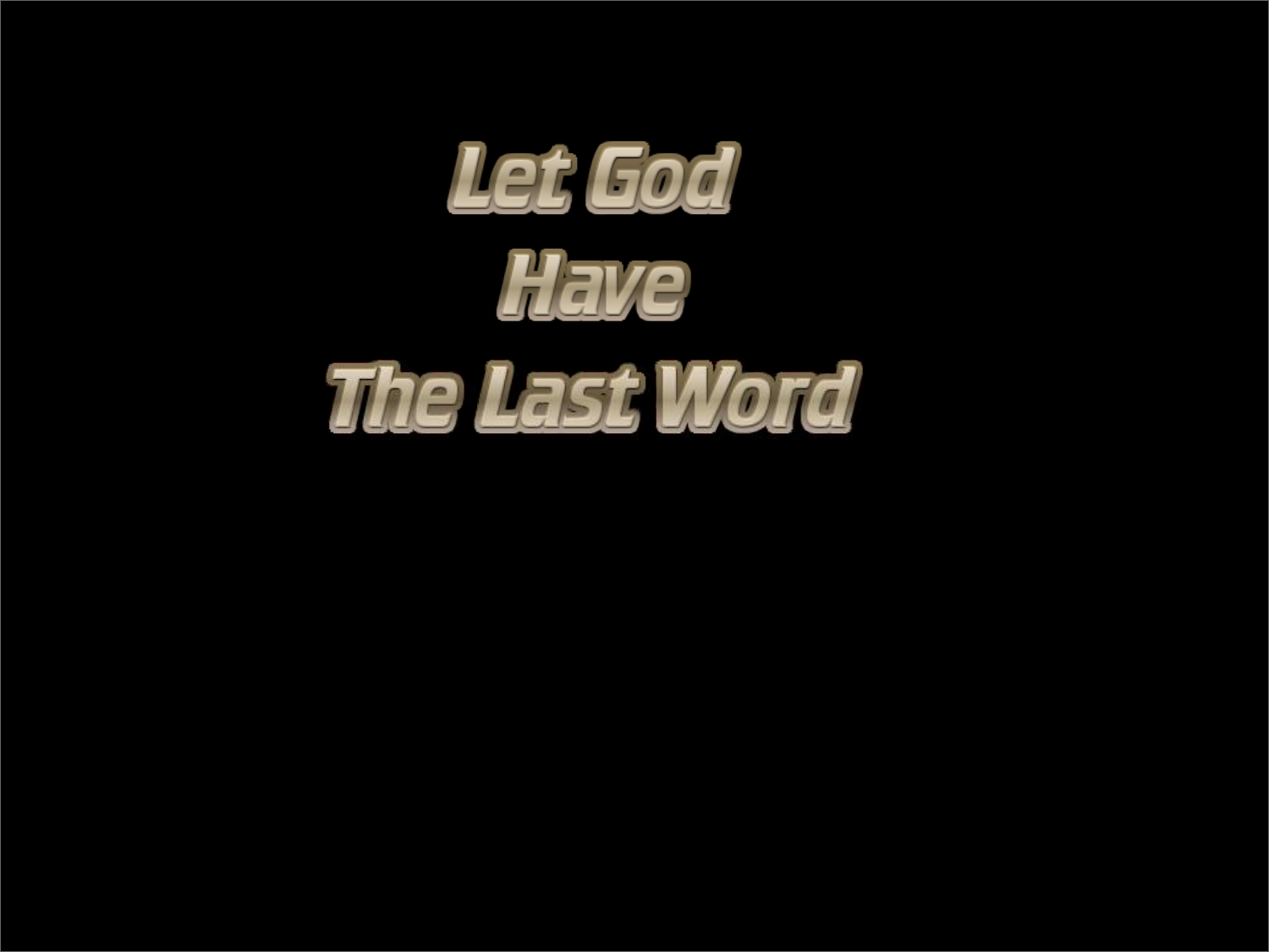# Let God Have The Last Word